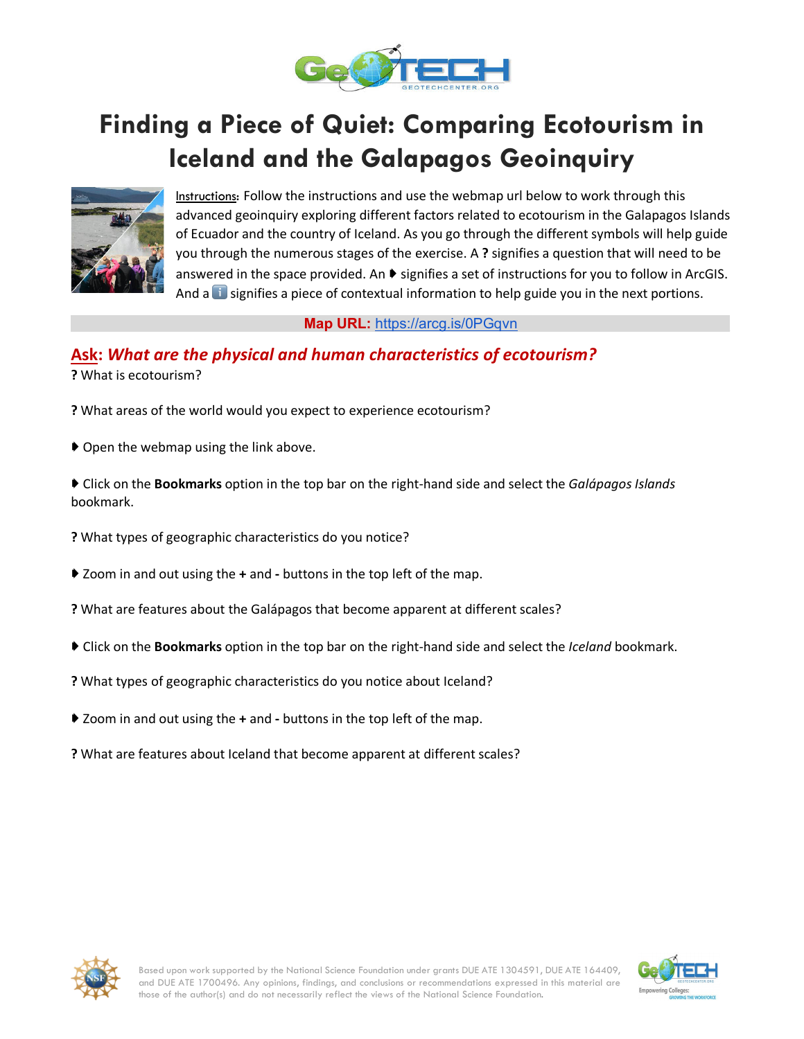# Finding a Piece of Quiet: Comparing Ecotourism in Iceland and the Galapagos Geoinquiry

Instructions: Follow the instructions and use the webmap url below to work through this advanced geoinquiry exploring different factors related to ecotourism in the Galapagos Islands of Ecuador and the country of Iceland. As you go through the different symbols will help guide you through the numerous stages of the exercise. A **?** signifies a question that will need to be answered in the space provided. An ➧ signifies a set of instructions for you to follow in ArcGIS. And a ℹ signifies a piece of contextual information to help guide you in the next portions.

**Map URL:** https://arcg.is/0PGqvn

## Ask: *What are the physical and human characteristics of ecotourism?*

**?** What is ecotourism?

**?** What areas of the world would you expect to experience ecotourism?

➧ Open the webmap using the link above.

➧ Click on the **Bookmarks** option in the top bar on the right-hand side and select the *Galápagos Islands* bookmark.

**?** What types of geographic characteristics do you notice?

➧ Zoom in and out using the **+** and **-** buttons in the top left of the map.

**?** What are features about the Galápagos that become apparent at different scales?

➧ Click on the **Bookmarks** option in the top bar on the right-hand side and select the *Iceland* bookmark.

**?** What types of geographic characteristics do you notice about Iceland?

➧ Zoom in and out using the **+** and **-** buttons in the top left of the map.

**?** What are features about Iceland that become apparent at different scales?

Based upon work supported by the National Science Foundation under grants DUE ATE 1304591, DUE ATE 164409, and DUE ATE 1700496. Any opinions, findings, and conclusions or recommendations expressed in this material are those of the author(s) and do not necessarily reflect the views of the National Science Foundation.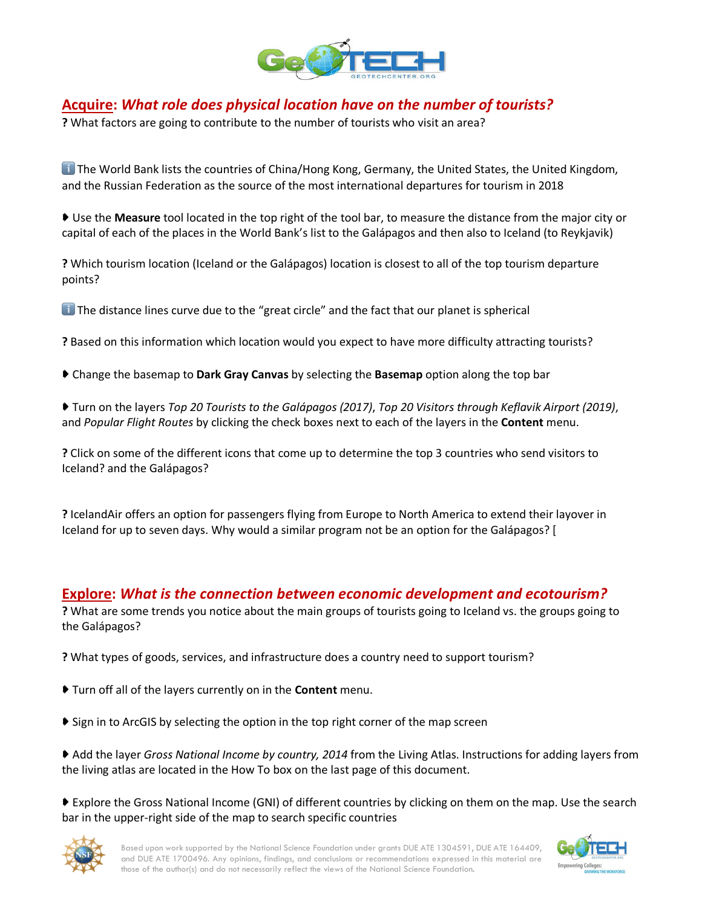## Acquire: *What role does physical location have on the number of tourists?*

**?** What factors are going to contribute to the number of tourists who visit an area?

ℹ The World Bank lists the countries of China/Hong Kong, Germany, the United States, the United Kingdom, and the Russian Federation as the source of the most international departures for tourism in 2018

➧ Use the **Measure** tool located in the top right of the tool bar, to measure the distance from the major city or capital of each of the places in the World Bank's list to the Galápagos and then also to Iceland (to Reykjavik)

**?** Which tourism location (Iceland or the Galápagos) location is closest to all of the top tourism departure points?

ℹ The distance lines curve due to the "great circle" and the fact that our planet is spherical

**?** Based on this information which location would you expect to have more difficulty attracting tourists?

➧ Change the basemap to **Dark Gray Canvas** by selecting the **Basemap** option along the top bar

➧ Turn on the layers *Top 20 Tourists to the Galápagos (2017)*, *Top 20 Visitors through Keflavik Airport (2019)*, and *Popular Flight Routes* by clicking the check boxes next to each of the layers in the **Content** menu.

**?** Click on some of the different icons that come up to determine the top 3 countries who send visitors to Iceland? and the Galápagos?

**?** IcelandAir offers an option for passengers flying from Europe to North America to extend their layover in Iceland for up to seven days. Why would a similar program not be an option for the Galápagos? [

## Explore: *What is the connection between economic development and ecotourism?*

**?** What are some trends you notice about the main groups of tourists going to Iceland vs. the groups going to the Galápagos?

**?** What types of goods, services, and infrastructure does a country need to support tourism?

➧ Turn off all of the layers currently on in the **Content** menu.

➧ Sign in to ArcGIS by selecting the option in the top right corner of the map screen

➧ Add the layer *Gross National Income by country, 2014* from the Living Atlas. Instructions for adding layers from the living atlas are located in the How To box on the last page of this document.

➧ Explore the Gross National Income (GNI) of different countries by clicking on them on the map. Use the search bar in the upper-right side of the map to search specific countries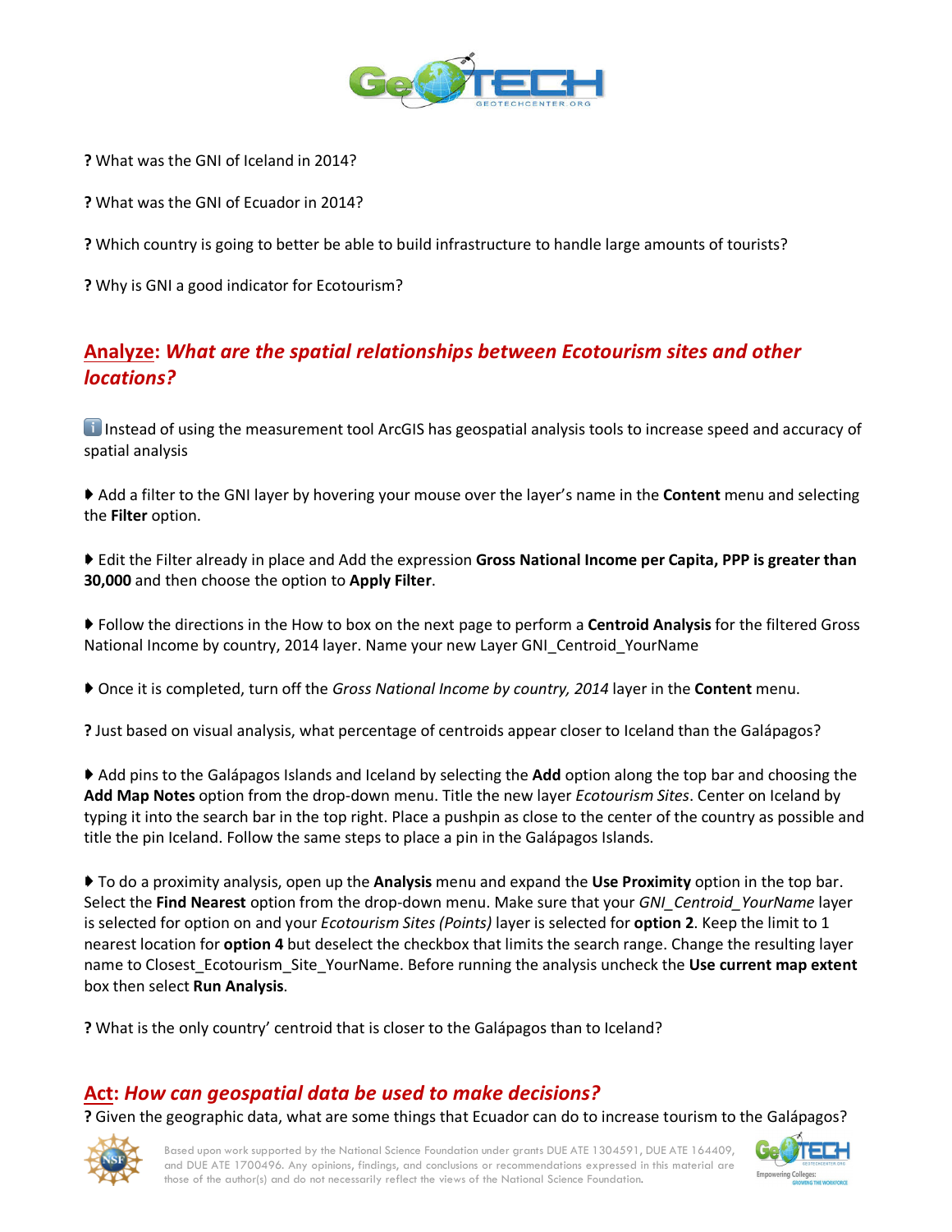**?** What was the GNI of Iceland in 2014?

**?** What was the GNI of Ecuador in 2014?

**?** Which country is going to better be able to build infrastructure to handle large amounts of tourists?

**?** Why is GNI a good indicator for Ecotourism?

## Analyze: *What are the spatial relationships between Ecotourism sites and other locations?*

Instead of using the measurement tool ArcGIS has geospatial analysis tools to increase speed and accuracy of spatial analysis

➧ Add a filter to the GNI layer by hovering your mouse over the layer's name in the **Content** menu and selecting the **Filter** option.

➧ Edit the Filter already in place and Add the expression **Gross National Income per Capita, PPP is greater than 30,000** and then choose the option to **Apply Filter**.

➧ Follow the directions in the How to box on the next page to perform a **Centroid Analysis** for the filtered Gross National Income by country, 2014 layer. Name your new Layer GNI_Centroid_YourName

➧ Once it is completed, turn off the *Gross National Income by country, 2014* layer in the **Content** menu.

**?** Just based on visual analysis, what percentage of centroids appear closer to Iceland than the Galápagos?

➧ Add pins to the Galápagos Islands and Iceland by selecting the **Add** option along the top bar and choosing the **Add Map Notes** option from the drop-down menu. Title the new layer *Ecotourism Sites*. Center on Iceland by typing it into the search bar in the top right. Place a pushpin as close to the center of the country as possible and title the pin Iceland. Follow the same steps to place a pin in the Galápagos Islands.

➧ To do a proximity analysis, open up the **Analysis** menu and expand the **Use Proximity** option in the top bar. Select the **Find Nearest** option from the drop-down menu. Make sure that your *GNI_Centroid_YourName* layer is selected for option on and your *Ecotourism Sites (Points)* layer is selected for **option 2**. Keep the limit to 1 nearest location for **option 4** but deselect the checkbox that limits the search range. Change the resulting layer name to Closest_Ecotourism_Site_YourName. Before running the analysis uncheck the **Use current map extent** box then select **Run Analysis**.

**?** What is the only country' centroid that is closer to the Galápagos than to Iceland?

## Act: *How can geospatial data be used to make decisions?*

**?** Given the geographic data, what are some things that Ecuador can do to increase tourism to the Galápagos?

Based upon work supported by the National Science Foundation under grants DUE ATE 1304591, DUE ATE 164409, and DUE ATE 1700496. Any opinions, findings, and conclusions or recommendations expressed in this material are those of the author(s) and do not necessarily reflect the views of the National Science Foundation.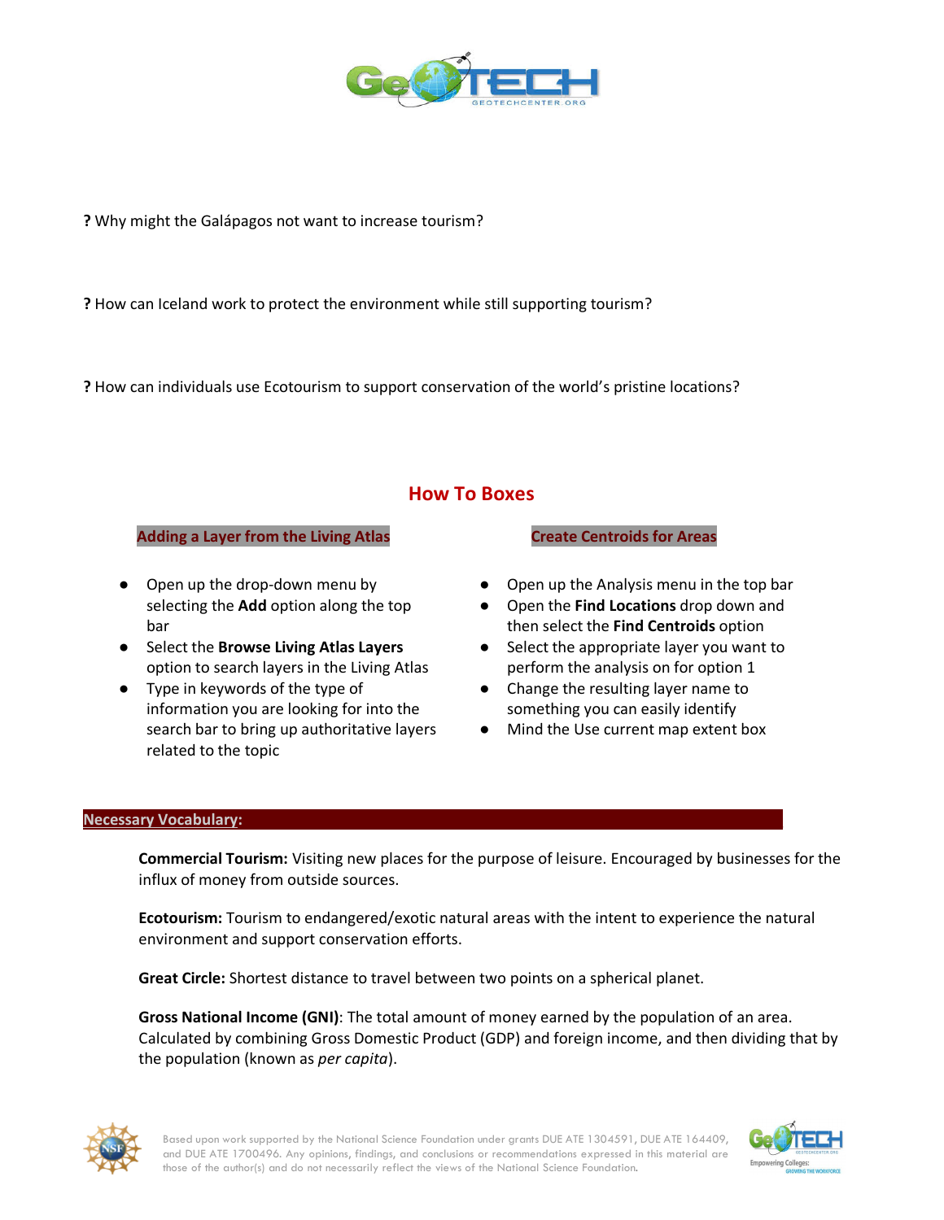**?** Why might the Galápagos not want to increase tourism?

**?** How can Iceland work to protect the environment while still supporting tourism?

**?** How can individuals use Ecotourism to support conservation of the world's pristine locations?

## How To Boxes

### Adding a Layer from the Living Atlas

- Open up the drop-down menu by selecting the **Add** option along the top bar
- Select the **Browse Living Atlas Layers** option to search layers in the Living Atlas
- Type in keywords of the type of information you are looking for into the search bar to bring up authoritative layers related to the topic

### Create Centroids for Areas

- Open up the Analysis menu in the top bar
- Open the **Find Locations** drop down and then select the **Find Centroids** option
- Select the appropriate layer you want to perform the analysis on for option 1
- Change the resulting layer name to something you can easily identify
- Mind the Use current map extent box

### Necessary Vocabulary:

**Commercial Tourism:** Visiting new places for the purpose of leisure. Encouraged by businesses for the influx of money from outside sources.

**Ecotourism:** Tourism to endangered/exotic natural areas with the intent to experience the natural environment and support conservation efforts.

**Great Circle:** Shortest distance to travel between two points on a spherical planet.

**Gross National Income (GNI)**: The total amount of money earned by the population of an area. Calculated by combining Gross Domestic Product (GDP) and foreign income, and then dividing that by the population (known as *per capita*).

Based upon work supported by the National Science Foundation under grants DUE ATE 1304591, DUE ATE 164409, and DUE ATE 1700496. Any opinions, findings, and conclusions or recommendations expressed in this material are those of the author(s) and do not necessarily reflect the views of the National Science Foundation.